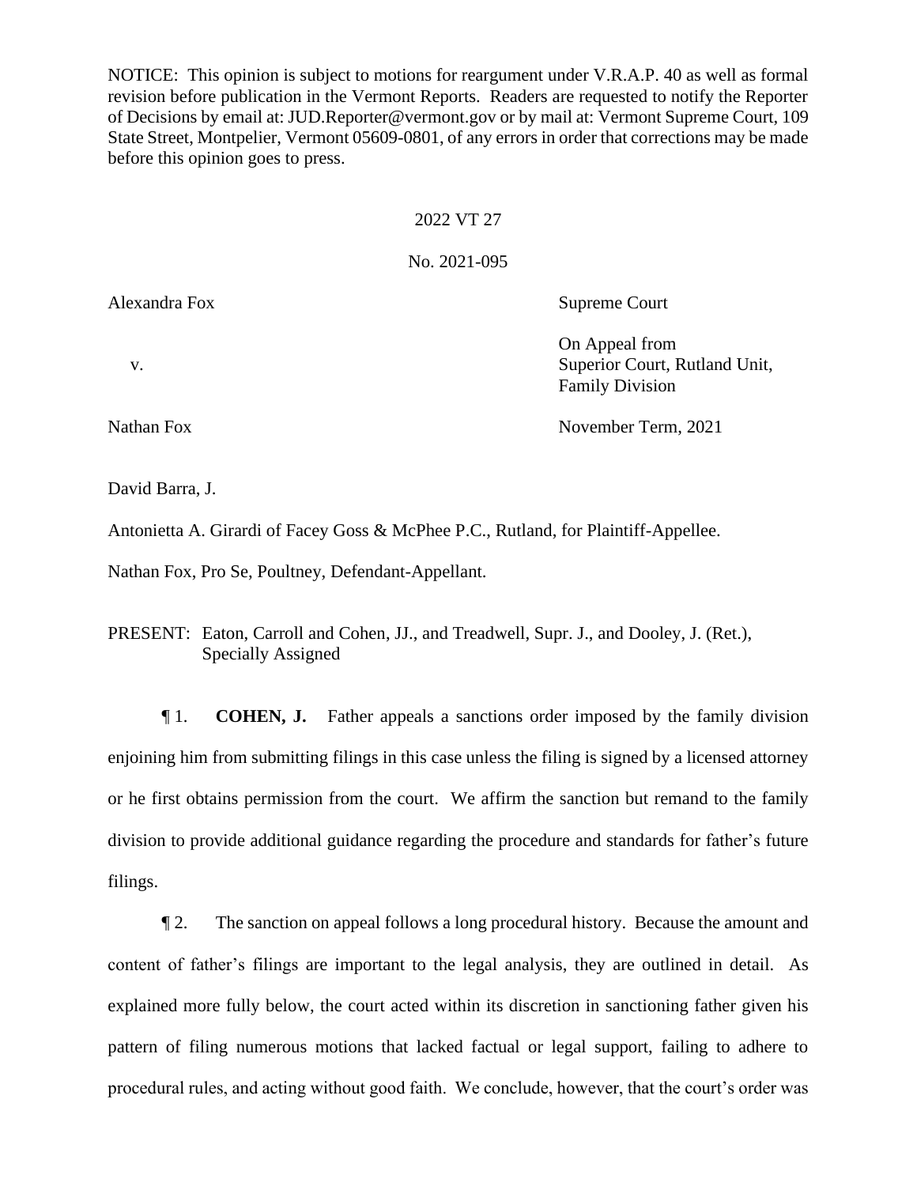NOTICE: This opinion is subject to motions for reargument under V.R.A.P. 40 as well as formal revision before publication in the Vermont Reports. Readers are requested to notify the Reporter of Decisions by email at: JUD.Reporter@vermont.gov or by mail at: Vermont Supreme Court, 109 State Street, Montpelier, Vermont 05609-0801, of any errors in order that corrections may be made before this opinion goes to press.

2022 VT 27

No. 2021-095

| | |
|---|---|
| Alexandra Fox | Supreme Court |
| v. | On Appeal from Superior Court, Rutland Unit, Family Division |
| Nathan Fox | November Term, 2021 |

David Barra, J.

Antonietta A. Girardi of Facey Goss & McPhee P.C., Rutland, for Plaintiff-Appellee.

Nathan Fox, Pro Se, Poultney, Defendant-Appellant.

PRESENT: Eaton, Carroll and Cohen, JJ., and Treadwell, Supr. J., and Dooley, J. (Ret.), Specially Assigned

¶ 1. **COHEN, J.** Father appeals a sanctions order imposed by the family division enjoining him from submitting filings in this case unless the filing is signed by a licensed attorney or he first obtains permission from the court. We affirm the sanction but remand to the family division to provide additional guidance regarding the procedure and standards for father's future filings.

¶ 2. The sanction on appeal follows a long procedural history. Because the amount and content of father's filings are important to the legal analysis, they are outlined in detail. As explained more fully below, the court acted within its discretion in sanctioning father given his pattern of filing numerous motions that lacked factual or legal support, failing to adhere to procedural rules, and acting without good faith. We conclude, however, that the court's order was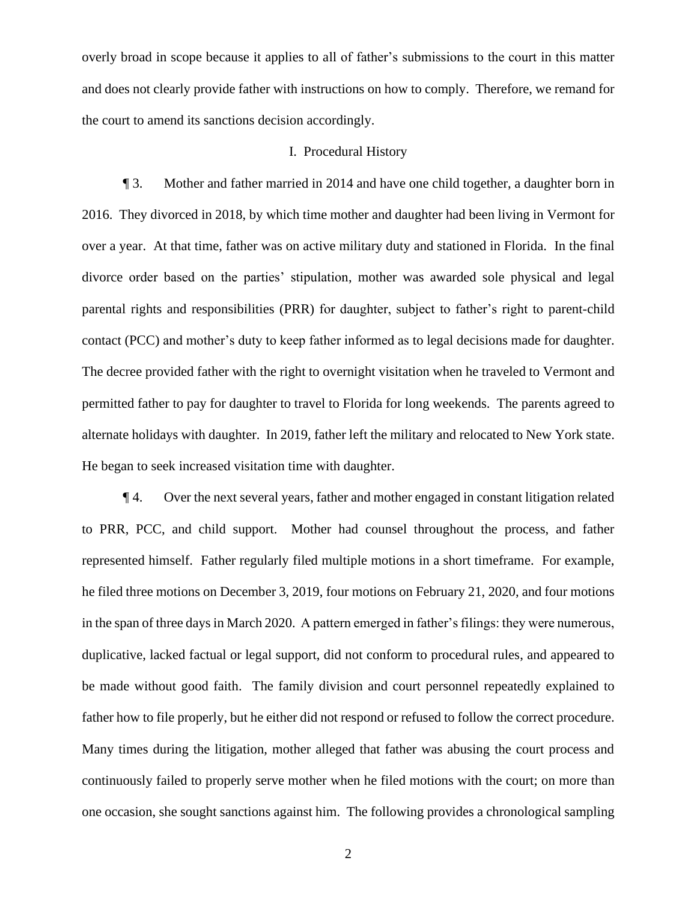overly broad in scope because it applies to all of father's submissions to the court in this matter and does not clearly provide father with instructions on how to comply. Therefore, we remand for the court to amend its sanctions decision accordingly.

## I. Procedural History

¶ 3. Mother and father married in 2014 and have one child together, a daughter born in 2016. They divorced in 2018, by which time mother and daughter had been living in Vermont for over a year. At that time, father was on active military duty and stationed in Florida. In the final divorce order based on the parties' stipulation, mother was awarded sole physical and legal parental rights and responsibilities (PRR) for daughter, subject to father's right to parent-child contact (PCC) and mother's duty to keep father informed as to legal decisions made for daughter. The decree provided father with the right to overnight visitation when he traveled to Vermont and permitted father to pay for daughter to travel to Florida for long weekends. The parents agreed to alternate holidays with daughter. In 2019, father left the military and relocated to New York state. He began to seek increased visitation time with daughter.

¶ 4. Over the next several years, father and mother engaged in constant litigation related to PRR, PCC, and child support. Mother had counsel throughout the process, and father represented himself. Father regularly filed multiple motions in a short timeframe. For example, he filed three motions on December 3, 2019, four motions on February 21, 2020, and four motions in the span of three days in March 2020. A pattern emerged in father's filings: they were numerous, duplicative, lacked factual or legal support, did not conform to procedural rules, and appeared to be made without good faith. The family division and court personnel repeatedly explained to father how to file properly, but he either did not respond or refused to follow the correct procedure. Many times during the litigation, mother alleged that father was abusing the court process and continuously failed to properly serve mother when he filed motions with the court; on more than one occasion, she sought sanctions against him. The following provides a chronological sampling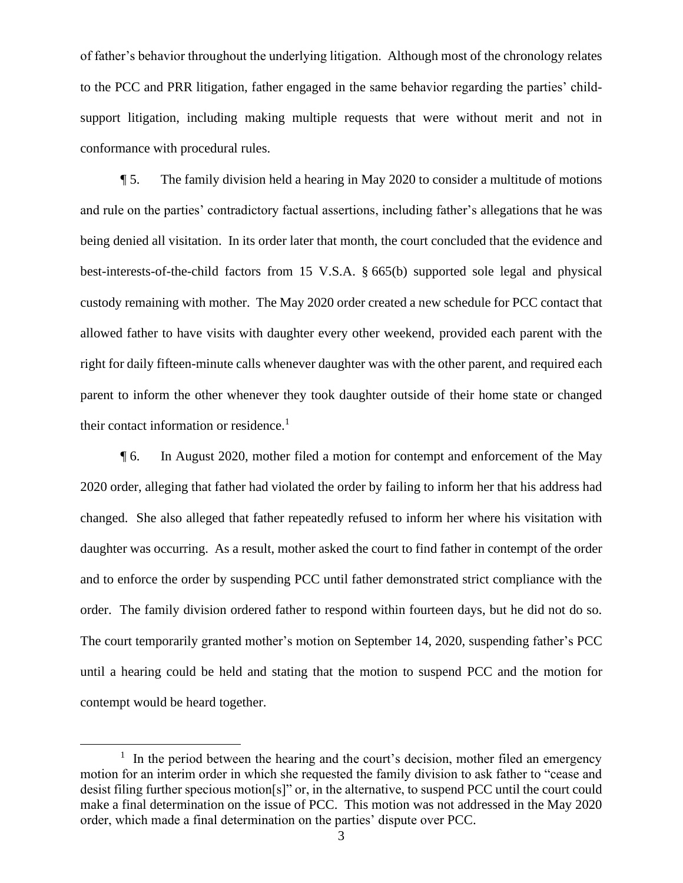of father's behavior throughout the underlying litigation. Although most of the chronology relates to the PCC and PRR litigation, father engaged in the same behavior regarding the parties' child-support litigation, including making multiple requests that were without merit and not in conformance with procedural rules.

¶ 5. The family division held a hearing in May 2020 to consider a multitude of motions and rule on the parties' contradictory factual assertions, including father's allegations that he was being denied all visitation. In its order later that month, the court concluded that the evidence and best-interests-of-the-child factors from 15 V.S.A. § 665(b) supported sole legal and physical custody remaining with mother. The May 2020 order created a new schedule for PCC contact that allowed father to have visits with daughter every other weekend, provided each parent with the right for daily fifteen-minute calls whenever daughter was with the other parent, and required each parent to inform the other whenever they took daughter outside of their home state or changed their contact information or residence.[1]

¶ 6. In August 2020, mother filed a motion for contempt and enforcement of the May 2020 order, alleging that father had violated the order by failing to inform her that his address had changed. She also alleged that father repeatedly refused to inform her where his visitation with daughter was occurring. As a result, mother asked the court to find father in contempt of the order and to enforce the order by suspending PCC until father demonstrated strict compliance with the order. The family division ordered father to respond within fourteen days, but he did not do so. The court temporarily granted mother's motion on September 14, 2020, suspending father's PCC until a hearing could be held and stating that the motion to suspend PCC and the motion for contempt would be heard together.

[1] In the period between the hearing and the court's decision, mother filed an emergency motion for an interim order in which she requested the family division to ask father to "cease and desist filing further specious motion[s]" or, in the alternative, to suspend PCC until the court could make a final determination on the issue of PCC. This motion was not addressed in the May 2020 order, which made a final determination on the parties' dispute over PCC.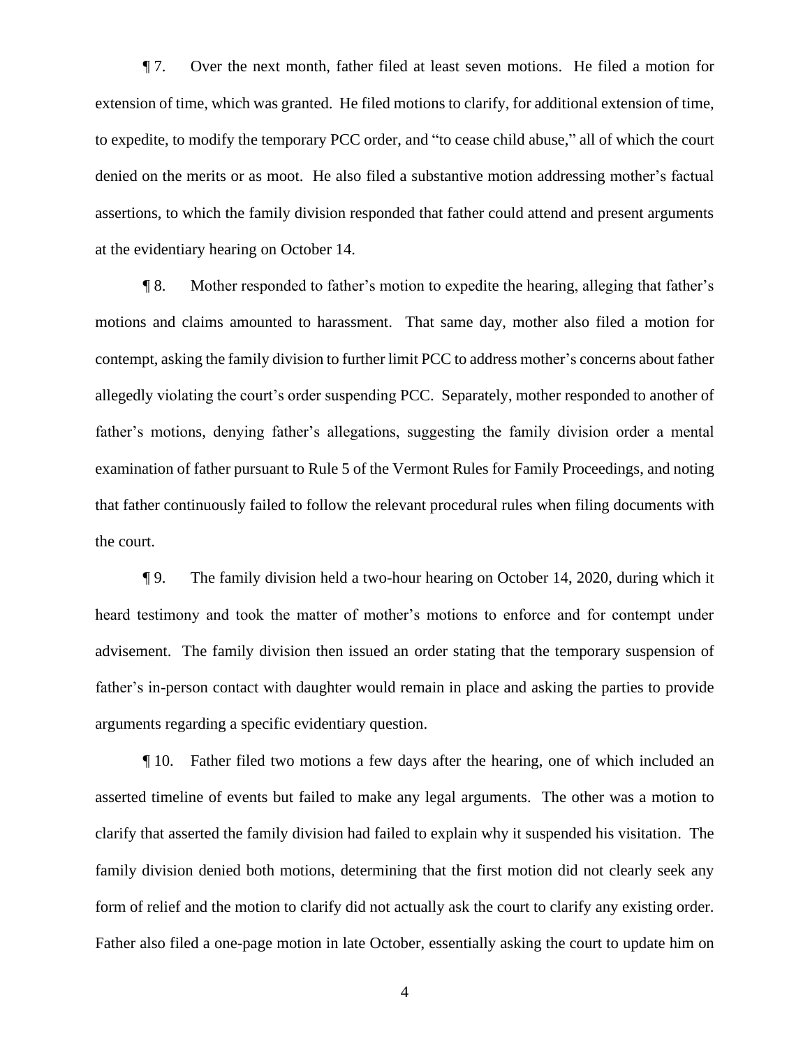¶ 7. Over the next month, father filed at least seven motions. He filed a motion for extension of time, which was granted. He filed motions to clarify, for additional extension of time, to expedite, to modify the temporary PCC order, and "to cease child abuse," all of which the court denied on the merits or as moot. He also filed a substantive motion addressing mother's factual assertions, to which the family division responded that father could attend and present arguments at the evidentiary hearing on October 14.

¶ 8. Mother responded to father's motion to expedite the hearing, alleging that father's motions and claims amounted to harassment. That same day, mother also filed a motion for contempt, asking the family division to further limit PCC to address mother's concerns about father allegedly violating the court's order suspending PCC. Separately, mother responded to another of father's motions, denying father's allegations, suggesting the family division order a mental examination of father pursuant to Rule 5 of the Vermont Rules for Family Proceedings, and noting that father continuously failed to follow the relevant procedural rules when filing documents with the court.

¶ 9. The family division held a two-hour hearing on October 14, 2020, during which it heard testimony and took the matter of mother's motions to enforce and for contempt under advisement. The family division then issued an order stating that the temporary suspension of father's in-person contact with daughter would remain in place and asking the parties to provide arguments regarding a specific evidentiary question.

¶ 10. Father filed two motions a few days after the hearing, one of which included an asserted timeline of events but failed to make any legal arguments. The other was a motion to clarify that asserted the family division had failed to explain why it suspended his visitation. The family division denied both motions, determining that the first motion did not clearly seek any form of relief and the motion to clarify did not actually ask the court to clarify any existing order. Father also filed a one-page motion in late October, essentially asking the court to update him on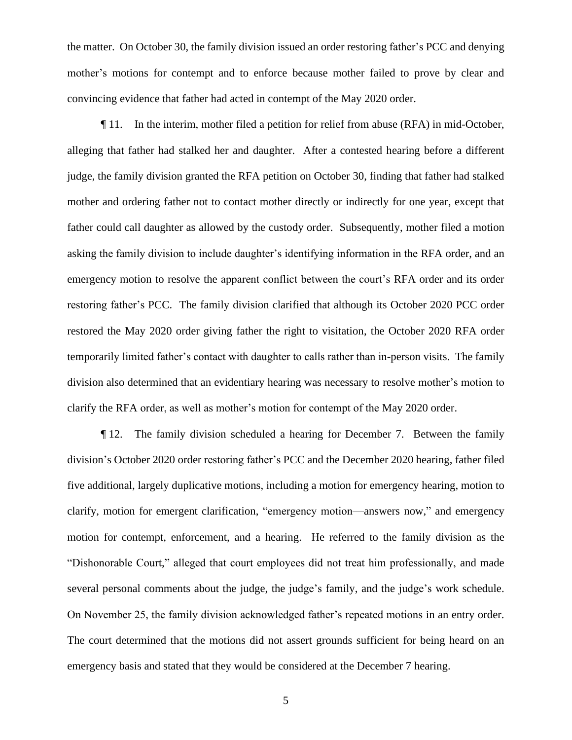the matter. On October 30, the family division issued an order restoring father's PCC and denying mother's motions for contempt and to enforce because mother failed to prove by clear and convincing evidence that father had acted in contempt of the May 2020 order.

¶ 11. In the interim, mother filed a petition for relief from abuse (RFA) in mid-October, alleging that father had stalked her and daughter. After a contested hearing before a different judge, the family division granted the RFA petition on October 30, finding that father had stalked mother and ordering father not to contact mother directly or indirectly for one year, except that father could call daughter as allowed by the custody order. Subsequently, mother filed a motion asking the family division to include daughter's identifying information in the RFA order, and an emergency motion to resolve the apparent conflict between the court's RFA order and its order restoring father's PCC. The family division clarified that although its October 2020 PCC order restored the May 2020 order giving father the right to visitation, the October 2020 RFA order temporarily limited father's contact with daughter to calls rather than in-person visits. The family division also determined that an evidentiary hearing was necessary to resolve mother's motion to clarify the RFA order, as well as mother's motion for contempt of the May 2020 order.

¶ 12. The family division scheduled a hearing for December 7. Between the family division's October 2020 order restoring father's PCC and the December 2020 hearing, father filed five additional, largely duplicative motions, including a motion for emergency hearing, motion to clarify, motion for emergent clarification, "emergency motion—answers now," and emergency motion for contempt, enforcement, and a hearing. He referred to the family division as the "Dishonorable Court," alleged that court employees did not treat him professionally, and made several personal comments about the judge, the judge's family, and the judge's work schedule. On November 25, the family division acknowledged father's repeated motions in an entry order. The court determined that the motions did not assert grounds sufficient for being heard on an emergency basis and stated that they would be considered at the December 7 hearing.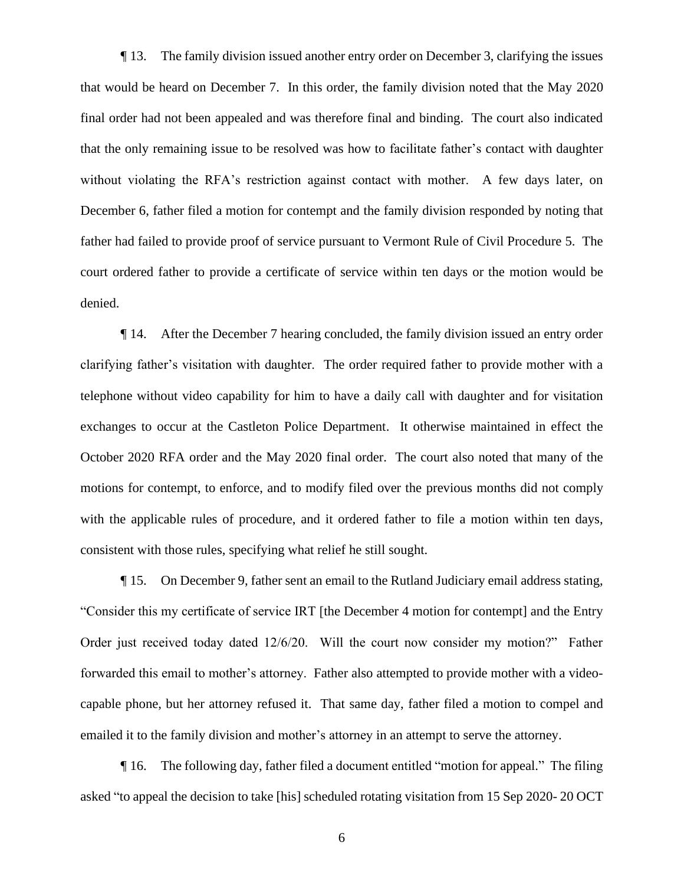¶ 13. The family division issued another entry order on December 3, clarifying the issues that would be heard on December 7. In this order, the family division noted that the May 2020 final order had not been appealed and was therefore final and binding. The court also indicated that the only remaining issue to be resolved was how to facilitate father's contact with daughter without violating the RFA's restriction against contact with mother. A few days later, on December 6, father filed a motion for contempt and the family division responded by noting that father had failed to provide proof of service pursuant to Vermont Rule of Civil Procedure 5. The court ordered father to provide a certificate of service within ten days or the motion would be denied.

¶ 14. After the December 7 hearing concluded, the family division issued an entry order clarifying father's visitation with daughter. The order required father to provide mother with a telephone without video capability for him to have a daily call with daughter and for visitation exchanges to occur at the Castleton Police Department. It otherwise maintained in effect the October 2020 RFA order and the May 2020 final order. The court also noted that many of the motions for contempt, to enforce, and to modify filed over the previous months did not comply with the applicable rules of procedure, and it ordered father to file a motion within ten days, consistent with those rules, specifying what relief he still sought.

¶ 15. On December 9, father sent an email to the Rutland Judiciary email address stating, "Consider this my certificate of service IRT [the December 4 motion for contempt] and the Entry Order just received today dated 12/6/20. Will the court now consider my motion?" Father forwarded this email to mother's attorney. Father also attempted to provide mother with a video-capable phone, but her attorney refused it. That same day, father filed a motion to compel and emailed it to the family division and mother's attorney in an attempt to serve the attorney.

¶ 16. The following day, father filed a document entitled "motion for appeal." The filing asked "to appeal the decision to take [his] scheduled rotating visitation from 15 Sep 2020- 20 OCT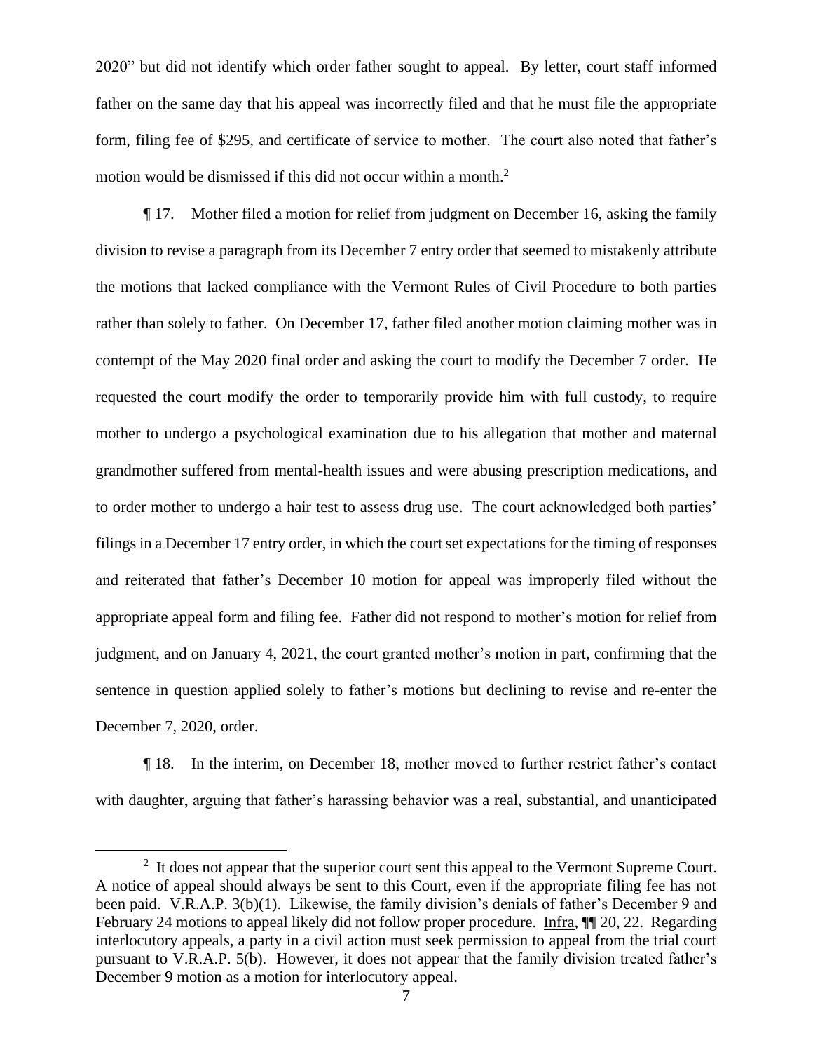2020" but did not identify which order father sought to appeal. By letter, court staff informed father on the same day that his appeal was incorrectly filed and that he must file the appropriate form, filing fee of $295, and certificate of service to mother. The court also noted that father's motion would be dismissed if this did not occur within a month.[2]

¶ 17. Mother filed a motion for relief from judgment on December 16, asking the family division to revise a paragraph from its December 7 entry order that seemed to mistakenly attribute the motions that lacked compliance with the Vermont Rules of Civil Procedure to both parties rather than solely to father. On December 17, father filed another motion claiming mother was in contempt of the May 2020 final order and asking the court to modify the December 7 order. He requested the court modify the order to temporarily provide him with full custody, to require mother to undergo a psychological examination due to his allegation that mother and maternal grandmother suffered from mental-health issues and were abusing prescription medications, and to order mother to undergo a hair test to assess drug use. The court acknowledged both parties' filings in a December 17 entry order, in which the court set expectations for the timing of responses and reiterated that father's December 10 motion for appeal was improperly filed without the appropriate appeal form and filing fee. Father did not respond to mother's motion for relief from judgment, and on January 4, 2021, the court granted mother's motion in part, confirming that the sentence in question applied solely to father's motions but declining to revise and re-enter the December 7, 2020, order.

¶ 18. In the interim, on December 18, mother moved to further restrict father's contact with daughter, arguing that father's harassing behavior was a real, substantial, and unanticipated

---

[2] It does not appear that the superior court sent this appeal to the Vermont Supreme Court. A notice of appeal should always be sent to this Court, even if the appropriate filing fee has not been paid. V.R.A.P. 3(b)(1). Likewise, the family division's denials of father's December 9 and February 24 motions to appeal likely did not follow proper procedure. Infra, ¶¶ 20, 22. Regarding interlocutory appeals, a party in a civil action must seek permission to appeal from the trial court pursuant to V.R.A.P. 5(b). However, it does not appear that the family division treated father's December 9 motion as a motion for interlocutory appeal.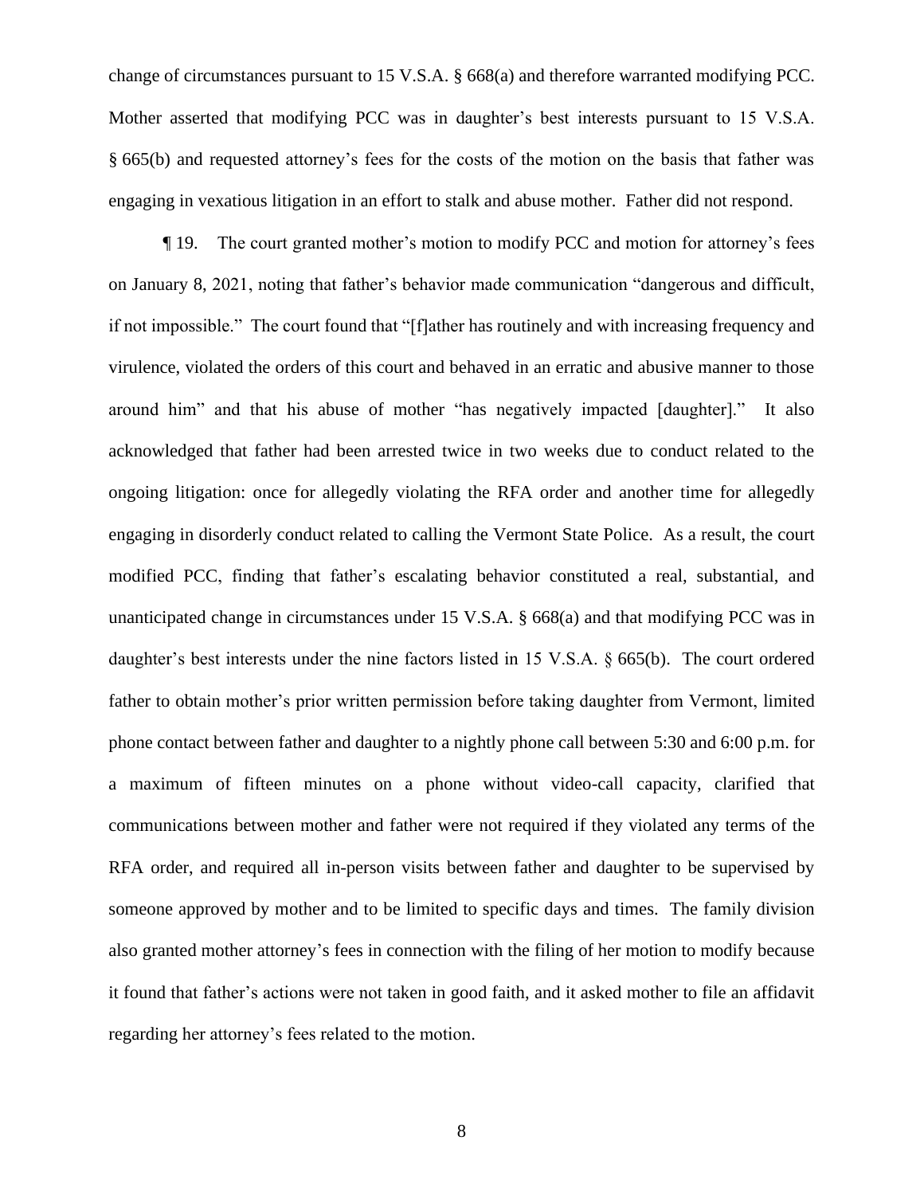change of circumstances pursuant to 15 V.S.A. § 668(a) and therefore warranted modifying PCC. Mother asserted that modifying PCC was in daughter's best interests pursuant to 15 V.S.A. § 665(b) and requested attorney's fees for the costs of the motion on the basis that father was engaging in vexatious litigation in an effort to stalk and abuse mother. Father did not respond.

¶ 19. The court granted mother's motion to modify PCC and motion for attorney's fees on January 8, 2021, noting that father's behavior made communication "dangerous and difficult, if not impossible." The court found that "[f]ather has routinely and with increasing frequency and virulence, violated the orders of this court and behaved in an erratic and abusive manner to those around him" and that his abuse of mother "has negatively impacted [daughter]." It also acknowledged that father had been arrested twice in two weeks due to conduct related to the ongoing litigation: once for allegedly violating the RFA order and another time for allegedly engaging in disorderly conduct related to calling the Vermont State Police. As a result, the court modified PCC, finding that father's escalating behavior constituted a real, substantial, and unanticipated change in circumstances under 15 V.S.A. § 668(a) and that modifying PCC was in daughter's best interests under the nine factors listed in 15 V.S.A. § 665(b). The court ordered father to obtain mother's prior written permission before taking daughter from Vermont, limited phone contact between father and daughter to a nightly phone call between 5:30 and 6:00 p.m. for a maximum of fifteen minutes on a phone without video-call capacity, clarified that communications between mother and father were not required if they violated any terms of the RFA order, and required all in-person visits between father and daughter to be supervised by someone approved by mother and to be limited to specific days and times. The family division also granted mother attorney's fees in connection with the filing of her motion to modify because it found that father's actions were not taken in good faith, and it asked mother to file an affidavit regarding her attorney's fees related to the motion.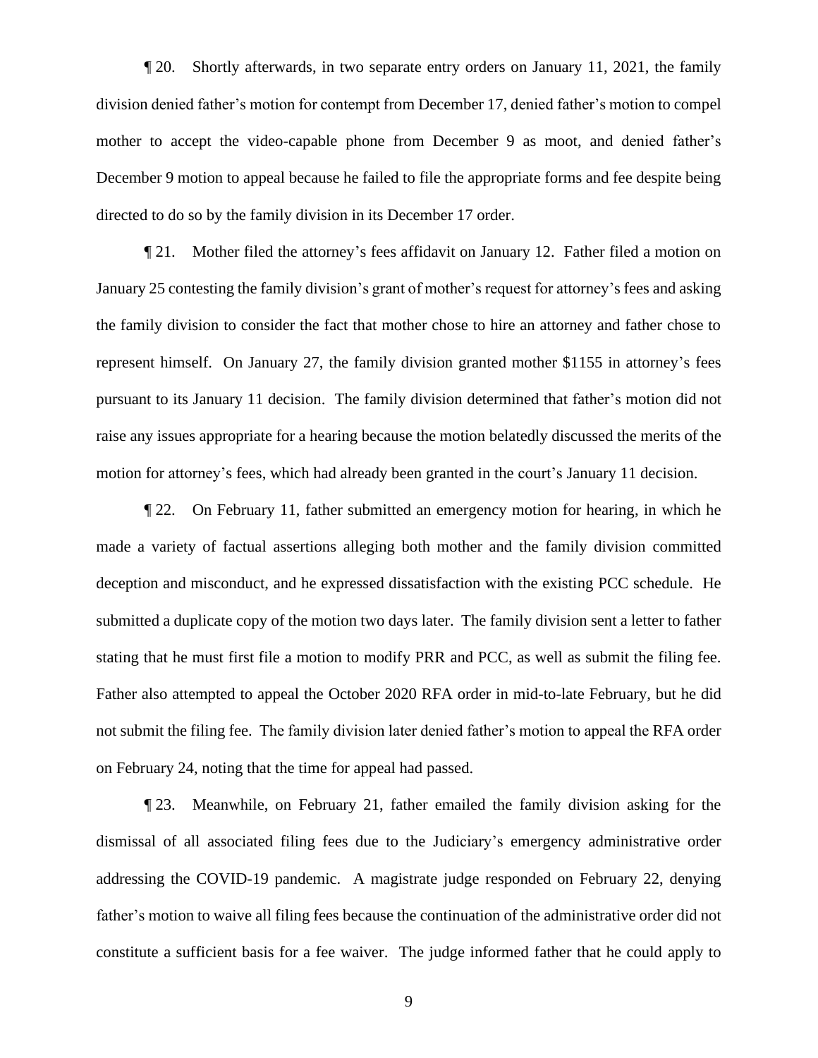¶ 20. Shortly afterwards, in two separate entry orders on January 11, 2021, the family division denied father's motion for contempt from December 17, denied father's motion to compel mother to accept the video-capable phone from December 9 as moot, and denied father's December 9 motion to appeal because he failed to file the appropriate forms and fee despite being directed to do so by the family division in its December 17 order.

¶ 21. Mother filed the attorney's fees affidavit on January 12. Father filed a motion on January 25 contesting the family division's grant of mother's request for attorney's fees and asking the family division to consider the fact that mother chose to hire an attorney and father chose to represent himself. On January 27, the family division granted mother $1155 in attorney's fees pursuant to its January 11 decision. The family division determined that father's motion did not raise any issues appropriate for a hearing because the motion belatedly discussed the merits of the motion for attorney's fees, which had already been granted in the court's January 11 decision.

¶ 22. On February 11, father submitted an emergency motion for hearing, in which he made a variety of factual assertions alleging both mother and the family division committed deception and misconduct, and he expressed dissatisfaction with the existing PCC schedule. He submitted a duplicate copy of the motion two days later. The family division sent a letter to father stating that he must first file a motion to modify PRR and PCC, as well as submit the filing fee. Father also attempted to appeal the October 2020 RFA order in mid-to-late February, but he did not submit the filing fee. The family division later denied father's motion to appeal the RFA order on February 24, noting that the time for appeal had passed.

¶ 23. Meanwhile, on February 21, father emailed the family division asking for the dismissal of all associated filing fees due to the Judiciary's emergency administrative order addressing the COVID-19 pandemic. A magistrate judge responded on February 22, denying father's motion to waive all filing fees because the continuation of the administrative order did not constitute a sufficient basis for a fee waiver. The judge informed father that he could apply to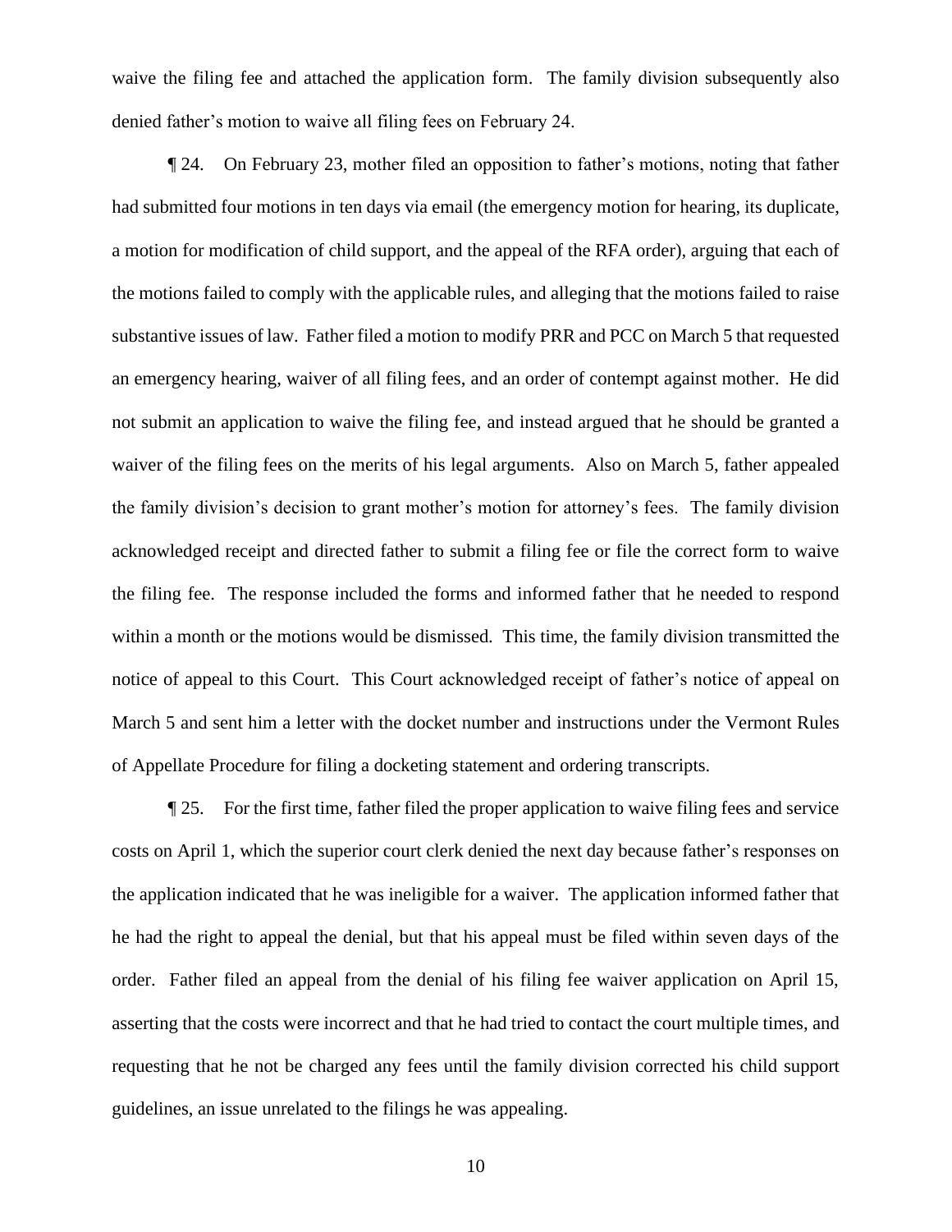waive the filing fee and attached the application form. The family division subsequently also denied father's motion to waive all filing fees on February 24.

¶ 24. On February 23, mother filed an opposition to father's motions, noting that father had submitted four motions in ten days via email (the emergency motion for hearing, its duplicate, a motion for modification of child support, and the appeal of the RFA order), arguing that each of the motions failed to comply with the applicable rules, and alleging that the motions failed to raise substantive issues of law. Father filed a motion to modify PRR and PCC on March 5 that requested an emergency hearing, waiver of all filing fees, and an order of contempt against mother. He did not submit an application to waive the filing fee, and instead argued that he should be granted a waiver of the filing fees on the merits of his legal arguments. Also on March 5, father appealed the family division's decision to grant mother's motion for attorney's fees. The family division acknowledged receipt and directed father to submit a filing fee or file the correct form to waive the filing fee. The response included the forms and informed father that he needed to respond within a month or the motions would be dismissed. This time, the family division transmitted the notice of appeal to this Court. This Court acknowledged receipt of father's notice of appeal on March 5 and sent him a letter with the docket number and instructions under the Vermont Rules of Appellate Procedure for filing a docketing statement and ordering transcripts.

¶ 25. For the first time, father filed the proper application to waive filing fees and service costs on April 1, which the superior court clerk denied the next day because father's responses on the application indicated that he was ineligible for a waiver. The application informed father that he had the right to appeal the denial, but that his appeal must be filed within seven days of the order. Father filed an appeal from the denial of his filing fee waiver application on April 15, asserting that the costs were incorrect and that he had tried to contact the court multiple times, and requesting that he not be charged any fees until the family division corrected his child support guidelines, an issue unrelated to the filings he was appealing.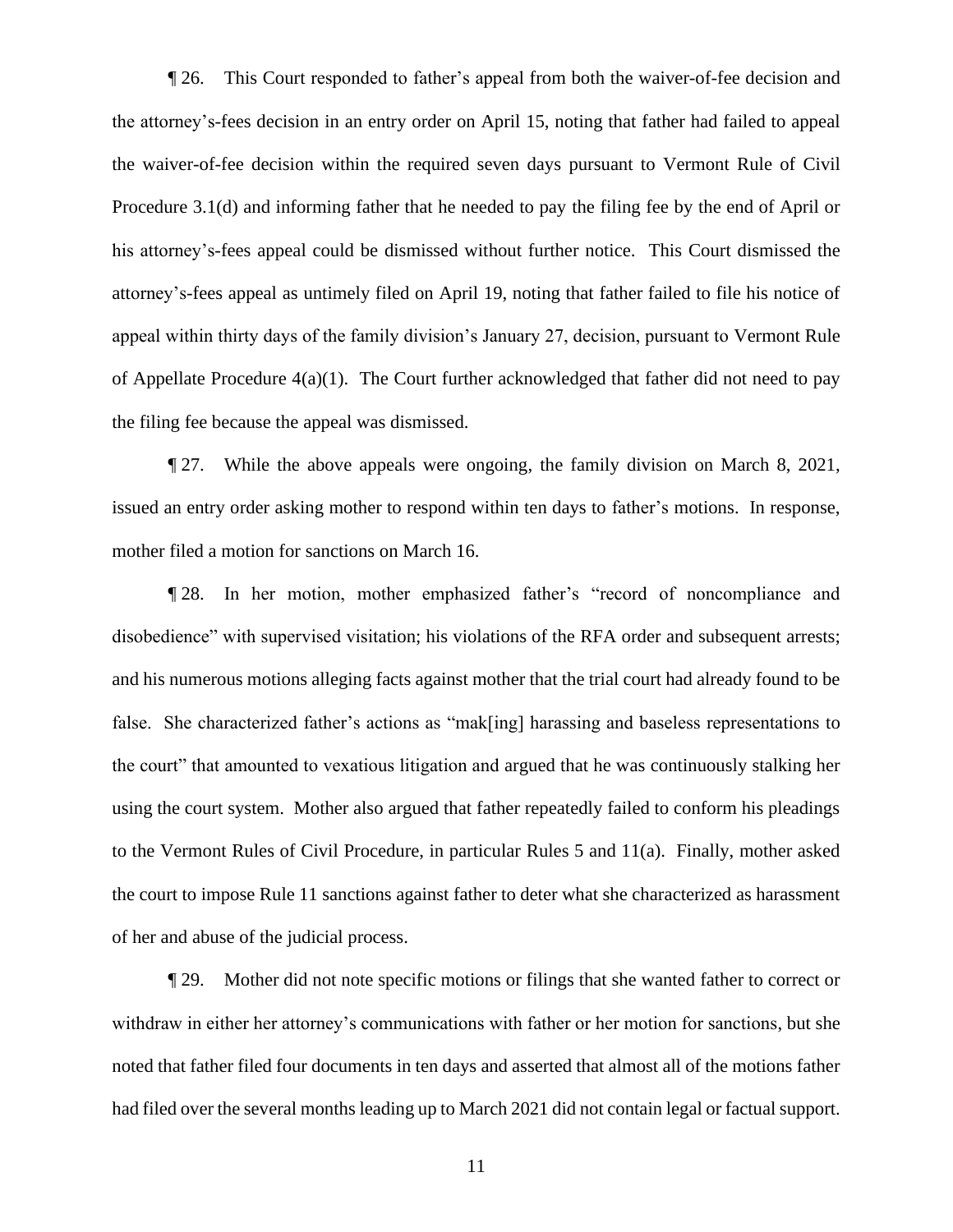¶ 26. This Court responded to father's appeal from both the waiver-of-fee decision and the attorney's-fees decision in an entry order on April 15, noting that father had failed to appeal the waiver-of-fee decision within the required seven days pursuant to Vermont Rule of Civil Procedure 3.1(d) and informing father that he needed to pay the filing fee by the end of April or his attorney's-fees appeal could be dismissed without further notice. This Court dismissed the attorney's-fees appeal as untimely filed on April 19, noting that father failed to file his notice of appeal within thirty days of the family division's January 27, decision, pursuant to Vermont Rule of Appellate Procedure 4(a)(1). The Court further acknowledged that father did not need to pay the filing fee because the appeal was dismissed.

¶ 27. While the above appeals were ongoing, the family division on March 8, 2021, issued an entry order asking mother to respond within ten days to father's motions. In response, mother filed a motion for sanctions on March 16.

¶ 28. In her motion, mother emphasized father's "record of noncompliance and disobedience" with supervised visitation; his violations of the RFA order and subsequent arrests; and his numerous motions alleging facts against mother that the trial court had already found to be false. She characterized father's actions as "mak[ing] harassing and baseless representations to the court" that amounted to vexatious litigation and argued that he was continuously stalking her using the court system. Mother also argued that father repeatedly failed to conform his pleadings to the Vermont Rules of Civil Procedure, in particular Rules 5 and 11(a). Finally, mother asked the court to impose Rule 11 sanctions against father to deter what she characterized as harassment of her and abuse of the judicial process.

¶ 29. Mother did not note specific motions or filings that she wanted father to correct or withdraw in either her attorney's communications with father or her motion for sanctions, but she noted that father filed four documents in ten days and asserted that almost all of the motions father had filed over the several months leading up to March 2021 did not contain legal or factual support.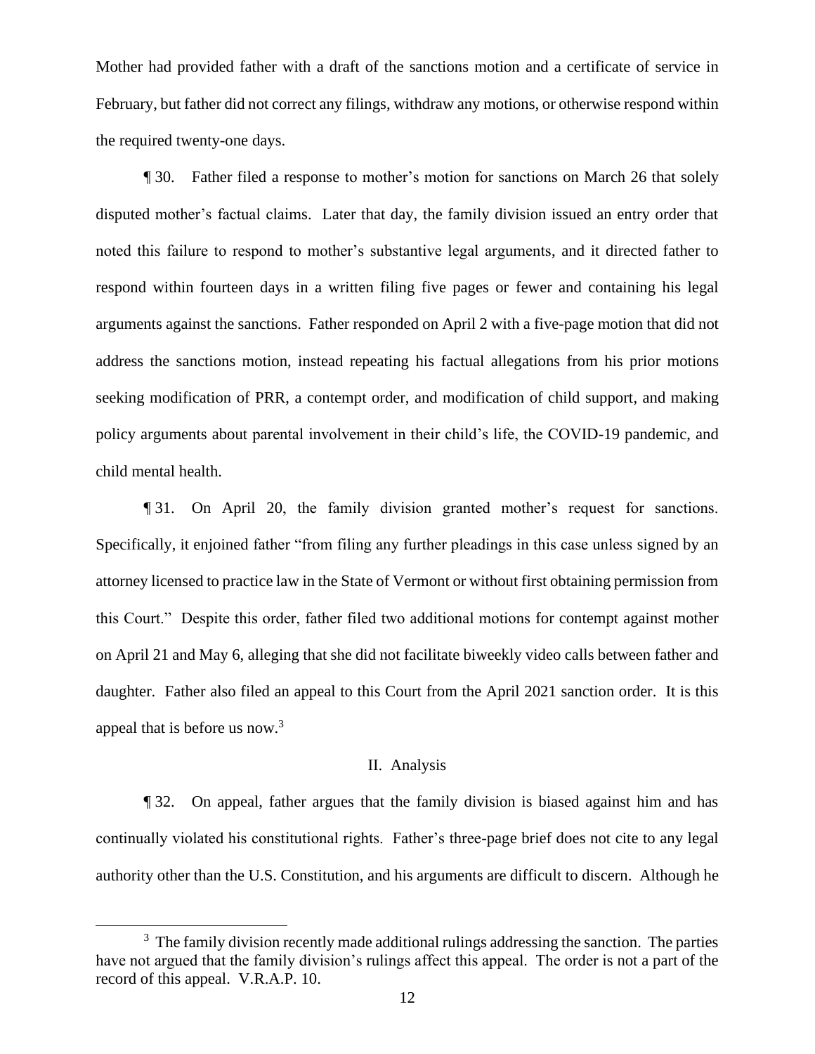Mother had provided father with a draft of the sanctions motion and a certificate of service in February, but father did not correct any filings, withdraw any motions, or otherwise respond within the required twenty-one days.

¶ 30. Father filed a response to mother's motion for sanctions on March 26 that solely disputed mother's factual claims. Later that day, the family division issued an entry order that noted this failure to respond to mother's substantive legal arguments, and it directed father to respond within fourteen days in a written filing five pages or fewer and containing his legal arguments against the sanctions. Father responded on April 2 with a five-page motion that did not address the sanctions motion, instead repeating his factual allegations from his prior motions seeking modification of PRR, a contempt order, and modification of child support, and making policy arguments about parental involvement in their child's life, the COVID-19 pandemic, and child mental health.

¶ 31. On April 20, the family division granted mother's request for sanctions. Specifically, it enjoined father "from filing any further pleadings in this case unless signed by an attorney licensed to practice law in the State of Vermont or without first obtaining permission from this Court." Despite this order, father filed two additional motions for contempt against mother on April 21 and May 6, alleging that she did not facilitate biweekly video calls between father and daughter. Father also filed an appeal to this Court from the April 2021 sanction order. It is this appeal that is before us now.[3]

## II. Analysis

¶ 32. On appeal, father argues that the family division is biased against him and has continually violated his constitutional rights. Father's three-page brief does not cite to any legal authority other than the U.S. Constitution, and his arguments are difficult to discern. Although he

[3] The family division recently made additional rulings addressing the sanction. The parties have not argued that the family division's rulings affect this appeal. The order is not a part of the record of this appeal. V.R.A.P. 10.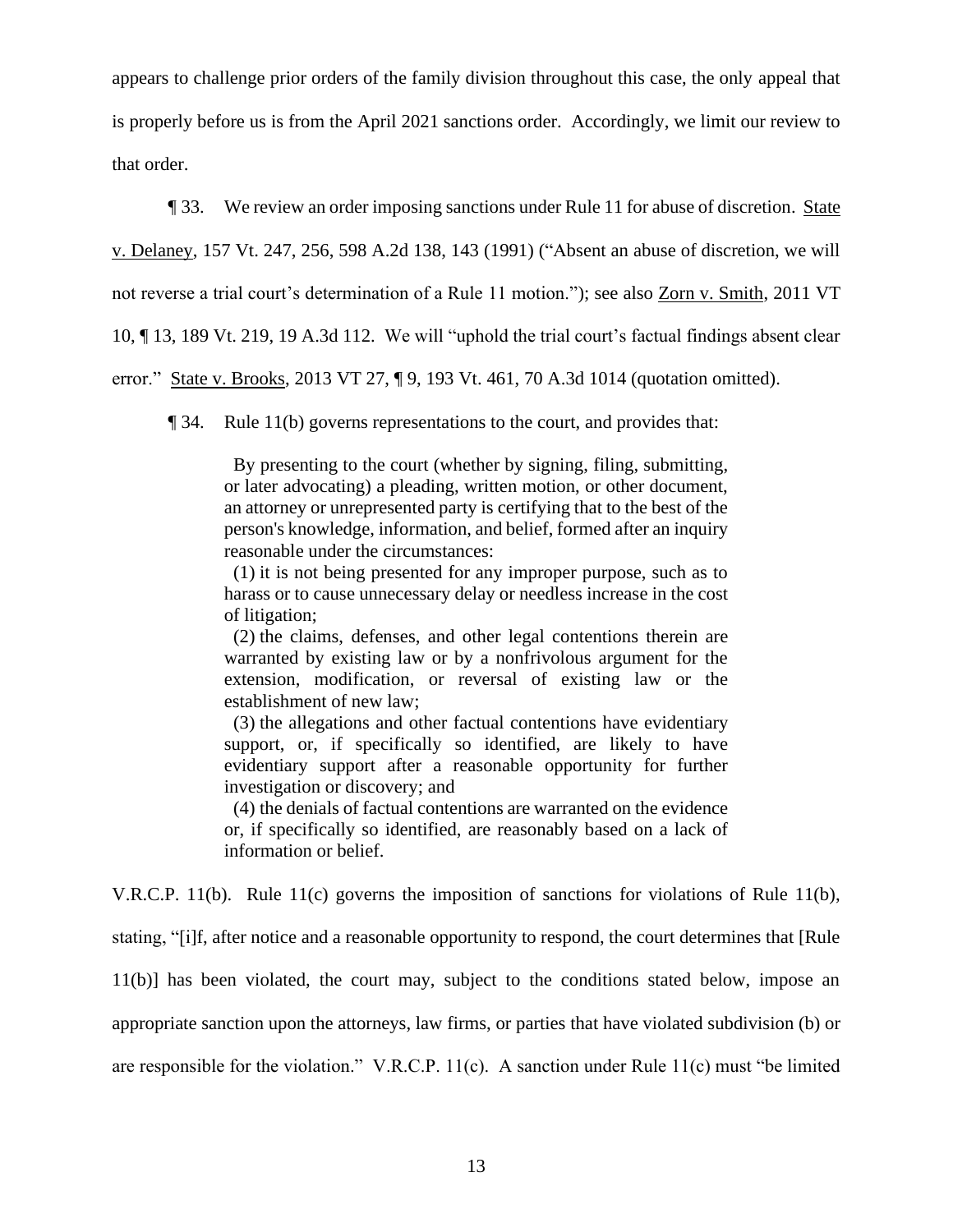appears to challenge prior orders of the family division throughout this case, the only appeal that is properly before us is from the April 2021 sanctions order. Accordingly, we limit our review to that order.

¶ 33. We review an order imposing sanctions under Rule 11 for abuse of discretion. State v. Delaney, 157 Vt. 247, 256, 598 A.2d 138, 143 (1991) ("Absent an abuse of discretion, we will not reverse a trial court's determination of a Rule 11 motion."); see also Zorn v. Smith, 2011 VT 10, ¶ 13, 189 Vt. 219, 19 A.3d 112. We will "uphold the trial court's factual findings absent clear error." State v. Brooks, 2013 VT 27, ¶ 9, 193 Vt. 461, 70 A.3d 1014 (quotation omitted).

¶ 34. Rule 11(b) governs representations to the court, and provides that:

> By presenting to the court (whether by signing, filing, submitting, or later advocating) a pleading, written motion, or other document, an attorney or unrepresented party is certifying that to the best of the person's knowledge, information, and belief, formed after an inquiry reasonable under the circumstances:
>
> (1) it is not being presented for any improper purpose, such as to harass or to cause unnecessary delay or needless increase in the cost of litigation;
>
> (2) the claims, defenses, and other legal contentions therein are warranted by existing law or by a nonfrivolous argument for the extension, modification, or reversal of existing law or the establishment of new law;
>
> (3) the allegations and other factual contentions have evidentiary support, or, if specifically so identified, are likely to have evidentiary support after a reasonable opportunity for further investigation or discovery; and
>
> (4) the denials of factual contentions are warranted on the evidence or, if specifically so identified, are reasonably based on a lack of information or belief.

V.R.C.P. 11(b). Rule 11(c) governs the imposition of sanctions for violations of Rule 11(b), stating, "[i]f, after notice and a reasonable opportunity to respond, the court determines that [Rule 11(b)] has been violated, the court may, subject to the conditions stated below, impose an appropriate sanction upon the attorneys, law firms, or parties that have violated subdivision (b) or are responsible for the violation." V.R.C.P. 11(c). A sanction under Rule 11(c) must "be limited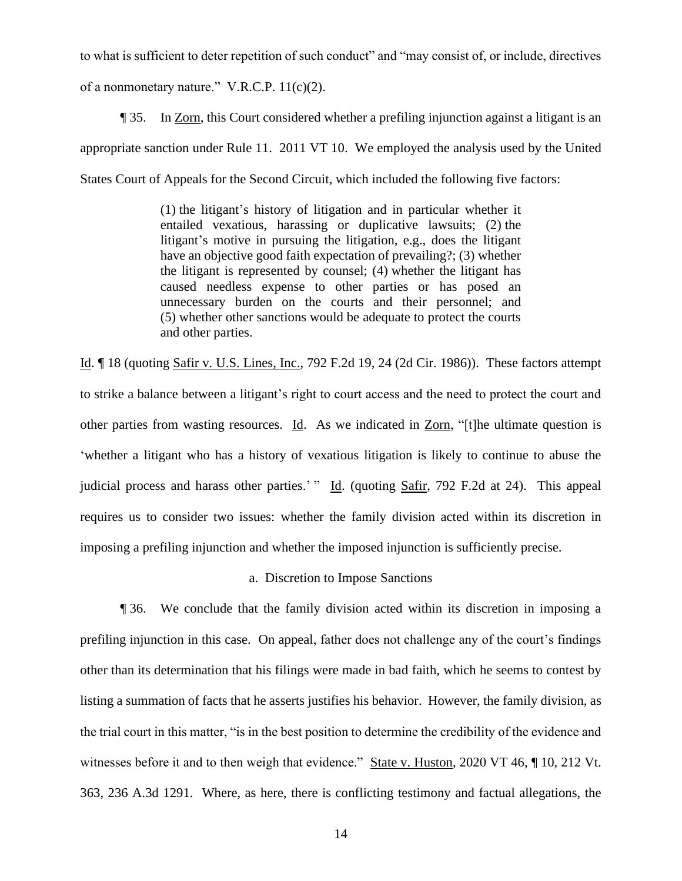to what is sufficient to deter repetition of such conduct" and "may consist of, or include, directives of a nonmonetary nature." V.R.C.P. 11(c)(2).

¶ 35. In Zorn, this Court considered whether a prefiling injunction against a litigant is an appropriate sanction under Rule 11. 2011 VT 10. We employed the analysis used by the United States Court of Appeals for the Second Circuit, which included the following five factors:

> (1) the litigant's history of litigation and in particular whether it entailed vexatious, harassing or duplicative lawsuits; (2) the litigant's motive in pursuing the litigation, e.g., does the litigant have an objective good faith expectation of prevailing?; (3) whether the litigant is represented by counsel; (4) whether the litigant has caused needless expense to other parties or has posed an unnecessary burden on the courts and their personnel; and (5) whether other sanctions would be adequate to protect the courts and other parties.

Id. ¶ 18 (quoting Safir v. U.S. Lines, Inc., 792 F.2d 19, 24 (2d Cir. 1986)). These factors attempt to strike a balance between a litigant's right to court access and the need to protect the court and other parties from wasting resources. Id. As we indicated in Zorn, "[t]he ultimate question is 'whether a litigant who has a history of vexatious litigation is likely to continue to abuse the judicial process and harass other parties.' " Id. (quoting Safir, 792 F.2d at 24). This appeal requires us to consider two issues: whether the family division acted within its discretion in imposing a prefiling injunction and whether the imposed injunction is sufficiently precise.

### a. Discretion to Impose Sanctions

¶ 36. We conclude that the family division acted within its discretion in imposing a prefiling injunction in this case. On appeal, father does not challenge any of the court's findings other than its determination that his filings were made in bad faith, which he seems to contest by listing a summation of facts that he asserts justifies his behavior. However, the family division, as the trial court in this matter, "is in the best position to determine the credibility of the evidence and witnesses before it and to then weigh that evidence." State v. Huston, 2020 VT 46, ¶ 10, 212 Vt. 363, 236 A.3d 1291. Where, as here, there is conflicting testimony and factual allegations, the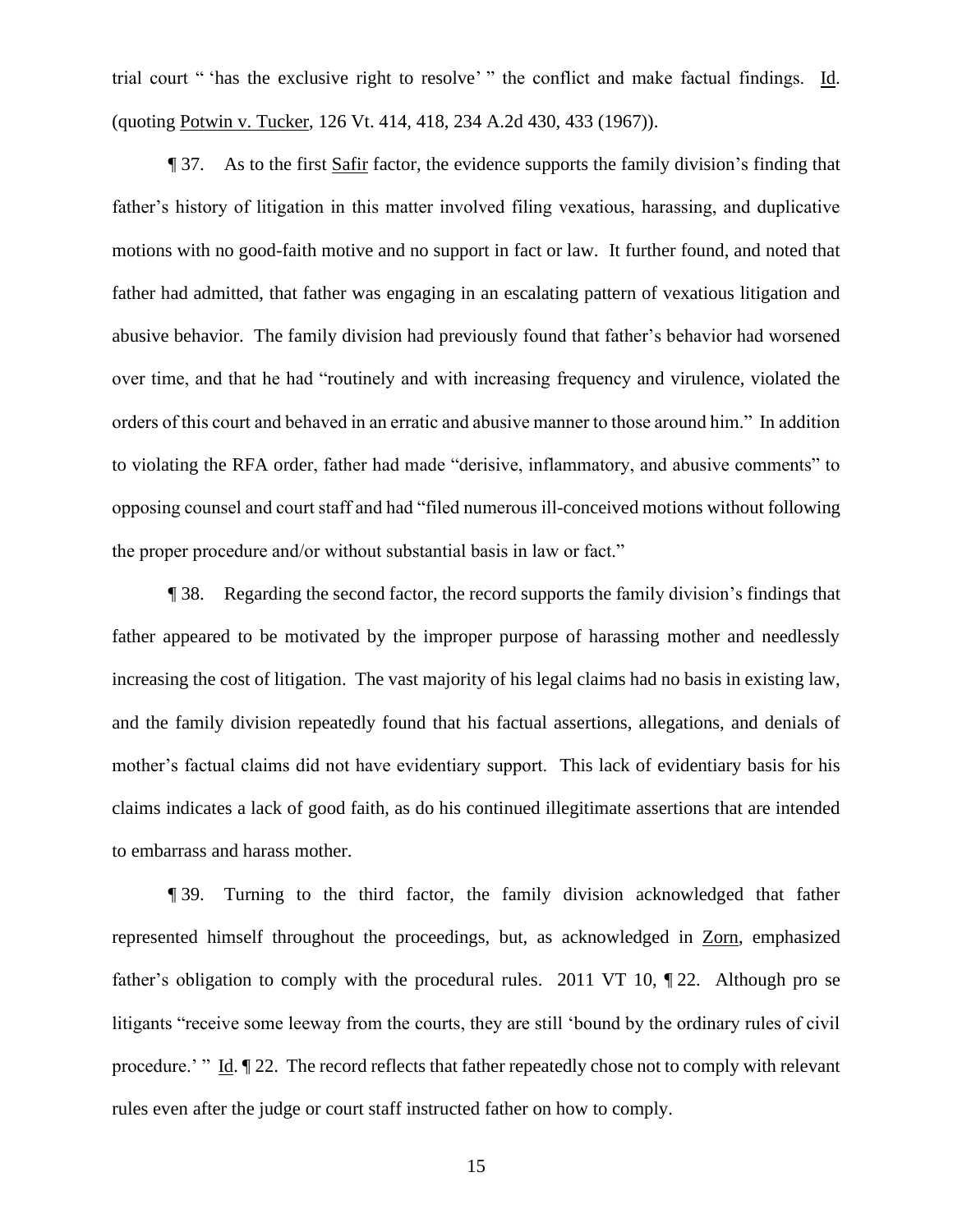trial court " 'has the exclusive right to resolve' " the conflict and make factual findings. Id. (quoting Potwin v. Tucker, 126 Vt. 414, 418, 234 A.2d 430, 433 (1967)).

¶ 37. As to the first Safir factor, the evidence supports the family division's finding that father's history of litigation in this matter involved filing vexatious, harassing, and duplicative motions with no good-faith motive and no support in fact or law. It further found, and noted that father had admitted, that father was engaging in an escalating pattern of vexatious litigation and abusive behavior. The family division had previously found that father's behavior had worsened over time, and that he had "routinely and with increasing frequency and virulence, violated the orders of this court and behaved in an erratic and abusive manner to those around him." In addition to violating the RFA order, father had made "derisive, inflammatory, and abusive comments" to opposing counsel and court staff and had "filed numerous ill-conceived motions without following the proper procedure and/or without substantial basis in law or fact."

¶ 38. Regarding the second factor, the record supports the family division's findings that father appeared to be motivated by the improper purpose of harassing mother and needlessly increasing the cost of litigation. The vast majority of his legal claims had no basis in existing law, and the family division repeatedly found that his factual assertions, allegations, and denials of mother's factual claims did not have evidentiary support. This lack of evidentiary basis for his claims indicates a lack of good faith, as do his continued illegitimate assertions that are intended to embarrass and harass mother.

¶ 39. Turning to the third factor, the family division acknowledged that father represented himself throughout the proceedings, but, as acknowledged in Zorn, emphasized father's obligation to comply with the procedural rules. 2011 VT 10, ¶ 22. Although pro se litigants "receive some leeway from the courts, they are still 'bound by the ordinary rules of civil procedure.' " Id. ¶ 22. The record reflects that father repeatedly chose not to comply with relevant rules even after the judge or court staff instructed father on how to comply.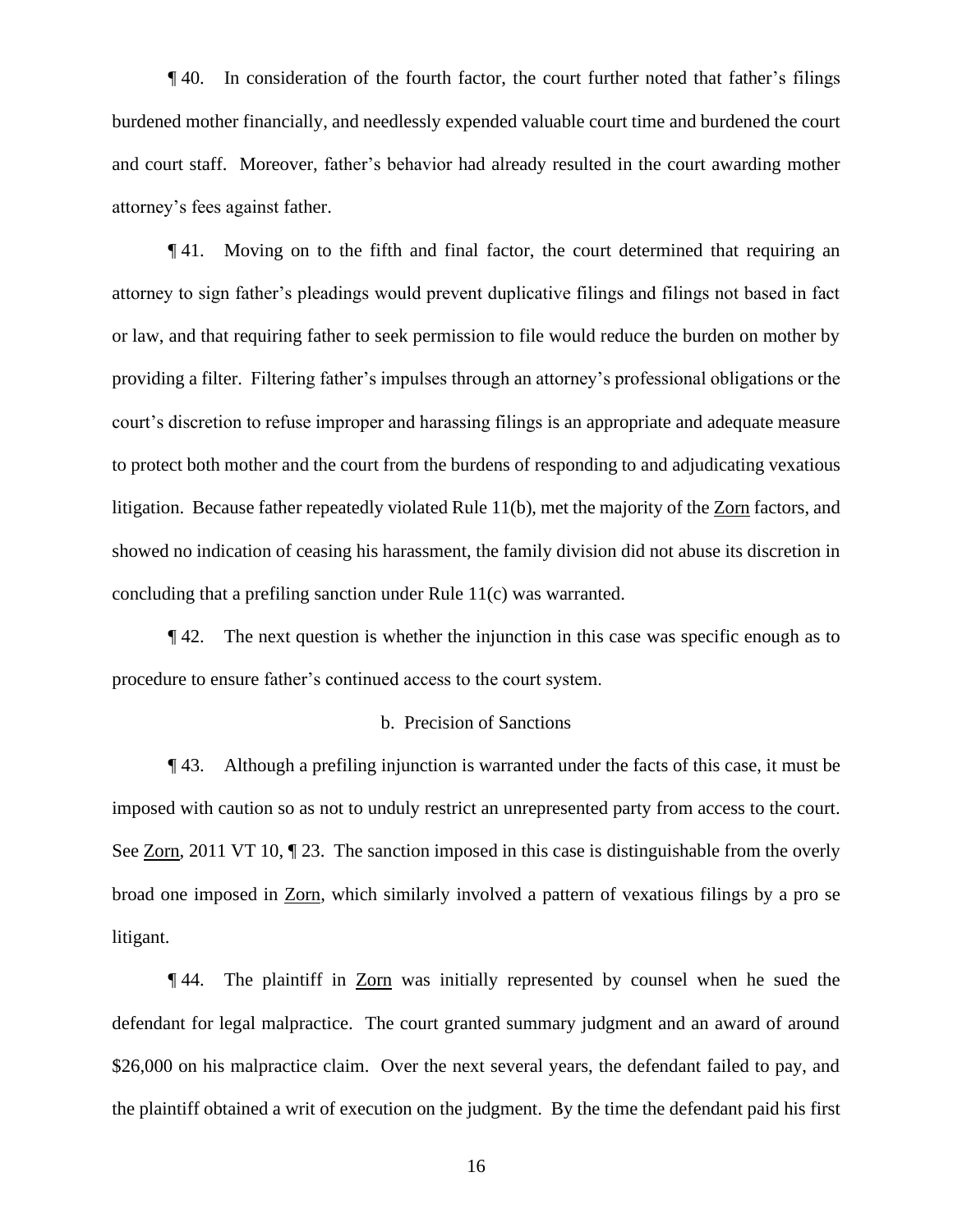¶ 40. In consideration of the fourth factor, the court further noted that father's filings burdened mother financially, and needlessly expended valuable court time and burdened the court and court staff. Moreover, father's behavior had already resulted in the court awarding mother attorney's fees against father.

¶ 41. Moving on to the fifth and final factor, the court determined that requiring an attorney to sign father's pleadings would prevent duplicative filings and filings not based in fact or law, and that requiring father to seek permission to file would reduce the burden on mother by providing a filter. Filtering father's impulses through an attorney's professional obligations or the court's discretion to refuse improper and harassing filings is an appropriate and adequate measure to protect both mother and the court from the burdens of responding to and adjudicating vexatious litigation. Because father repeatedly violated Rule 11(b), met the majority of the Zorn factors, and showed no indication of ceasing his harassment, the family division did not abuse its discretion in concluding that a prefiling sanction under Rule 11(c) was warranted.

¶ 42. The next question is whether the injunction in this case was specific enough as to procedure to ensure father's continued access to the court system.

### b. Precision of Sanctions

¶ 43. Although a prefiling injunction is warranted under the facts of this case, it must be imposed with caution so as not to unduly restrict an unrepresented party from access to the court. See Zorn, 2011 VT 10, ¶ 23. The sanction imposed in this case is distinguishable from the overly broad one imposed in Zorn, which similarly involved a pattern of vexatious filings by a pro se litigant.

¶ 44. The plaintiff in Zorn was initially represented by counsel when he sued the defendant for legal malpractice. The court granted summary judgment and an award of around $26,000 on his malpractice claim. Over the next several years, the defendant failed to pay, and the plaintiff obtained a writ of execution on the judgment. By the time the defendant paid his first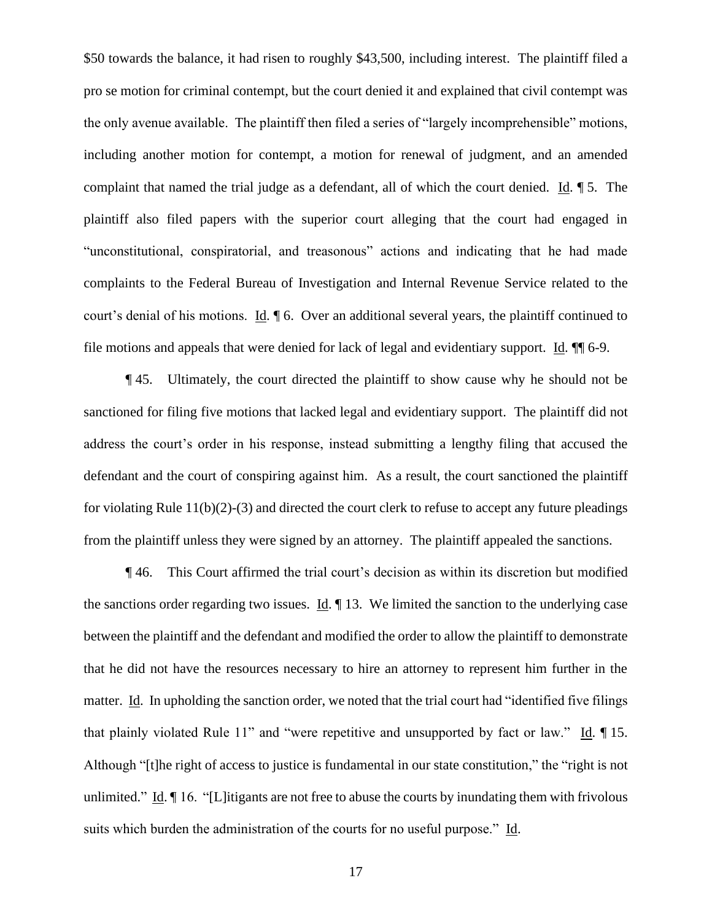$50 towards the balance, it had risen to roughly $43,500, including interest. The plaintiff filed a pro se motion for criminal contempt, but the court denied it and explained that civil contempt was the only avenue available. The plaintiff then filed a series of "largely incomprehensible" motions, including another motion for contempt, a motion for renewal of judgment, and an amended complaint that named the trial judge as a defendant, all of which the court denied. Id. ¶ 5. The plaintiff also filed papers with the superior court alleging that the court had engaged in "unconstitutional, conspiratorial, and treasonous" actions and indicating that he had made complaints to the Federal Bureau of Investigation and Internal Revenue Service related to the court's denial of his motions. Id. ¶ 6. Over an additional several years, the plaintiff continued to file motions and appeals that were denied for lack of legal and evidentiary support. Id. ¶¶ 6-9.

¶ 45. Ultimately, the court directed the plaintiff to show cause why he should not be sanctioned for filing five motions that lacked legal and evidentiary support. The plaintiff did not address the court's order in his response, instead submitting a lengthy filing that accused the defendant and the court of conspiring against him. As a result, the court sanctioned the plaintiff for violating Rule 11(b)(2)-(3) and directed the court clerk to refuse to accept any future pleadings from the plaintiff unless they were signed by an attorney. The plaintiff appealed the sanctions.

¶ 46. This Court affirmed the trial court's decision as within its discretion but modified the sanctions order regarding two issues. Id. ¶ 13. We limited the sanction to the underlying case between the plaintiff and the defendant and modified the order to allow the plaintiff to demonstrate that he did not have the resources necessary to hire an attorney to represent him further in the matter. Id. In upholding the sanction order, we noted that the trial court had "identified five filings that plainly violated Rule 11" and "were repetitive and unsupported by fact or law." Id. ¶ 15. Although "[t]he right of access to justice is fundamental in our state constitution," the "right is not unlimited." Id. ¶ 16. "[L]itigants are not free to abuse the courts by inundating them with frivolous suits which burden the administration of the courts for no useful purpose." Id.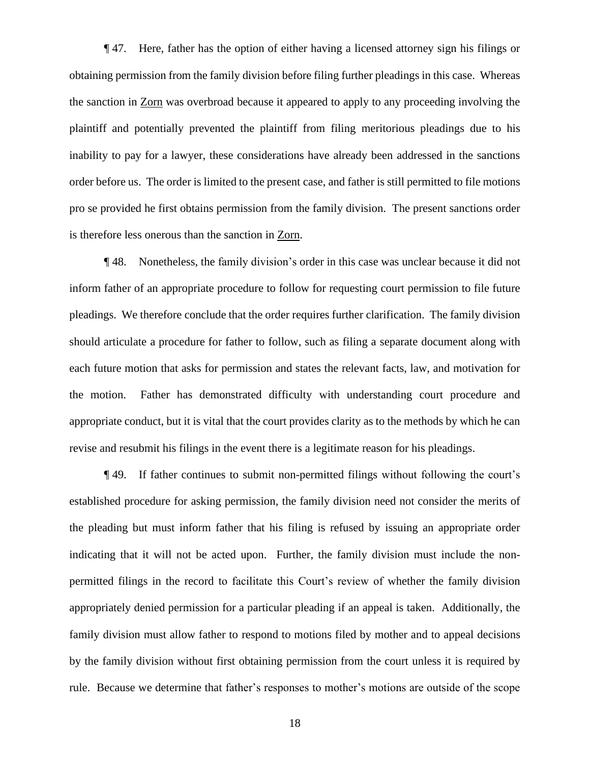¶ 47. Here, father has the option of either having a licensed attorney sign his filings or obtaining permission from the family division before filing further pleadings in this case. Whereas the sanction in Zorn was overbroad because it appeared to apply to any proceeding involving the plaintiff and potentially prevented the plaintiff from filing meritorious pleadings due to his inability to pay for a lawyer, these considerations have already been addressed in the sanctions order before us. The order is limited to the present case, and father is still permitted to file motions pro se provided he first obtains permission from the family division. The present sanctions order is therefore less onerous than the sanction in Zorn.

¶ 48. Nonetheless, the family division's order in this case was unclear because it did not inform father of an appropriate procedure to follow for requesting court permission to file future pleadings. We therefore conclude that the order requires further clarification. The family division should articulate a procedure for father to follow, such as filing a separate document along with each future motion that asks for permission and states the relevant facts, law, and motivation for the motion. Father has demonstrated difficulty with understanding court procedure and appropriate conduct, but it is vital that the court provides clarity as to the methods by which he can revise and resubmit his filings in the event there is a legitimate reason for his pleadings.

¶ 49. If father continues to submit non-permitted filings without following the court's established procedure for asking permission, the family division need not consider the merits of the pleading but must inform father that his filing is refused by issuing an appropriate order indicating that it will not be acted upon. Further, the family division must include the non-permitted filings in the record to facilitate this Court's review of whether the family division appropriately denied permission for a particular pleading if an appeal is taken. Additionally, the family division must allow father to respond to motions filed by mother and to appeal decisions by the family division without first obtaining permission from the court unless it is required by rule. Because we determine that father's responses to mother's motions are outside of the scope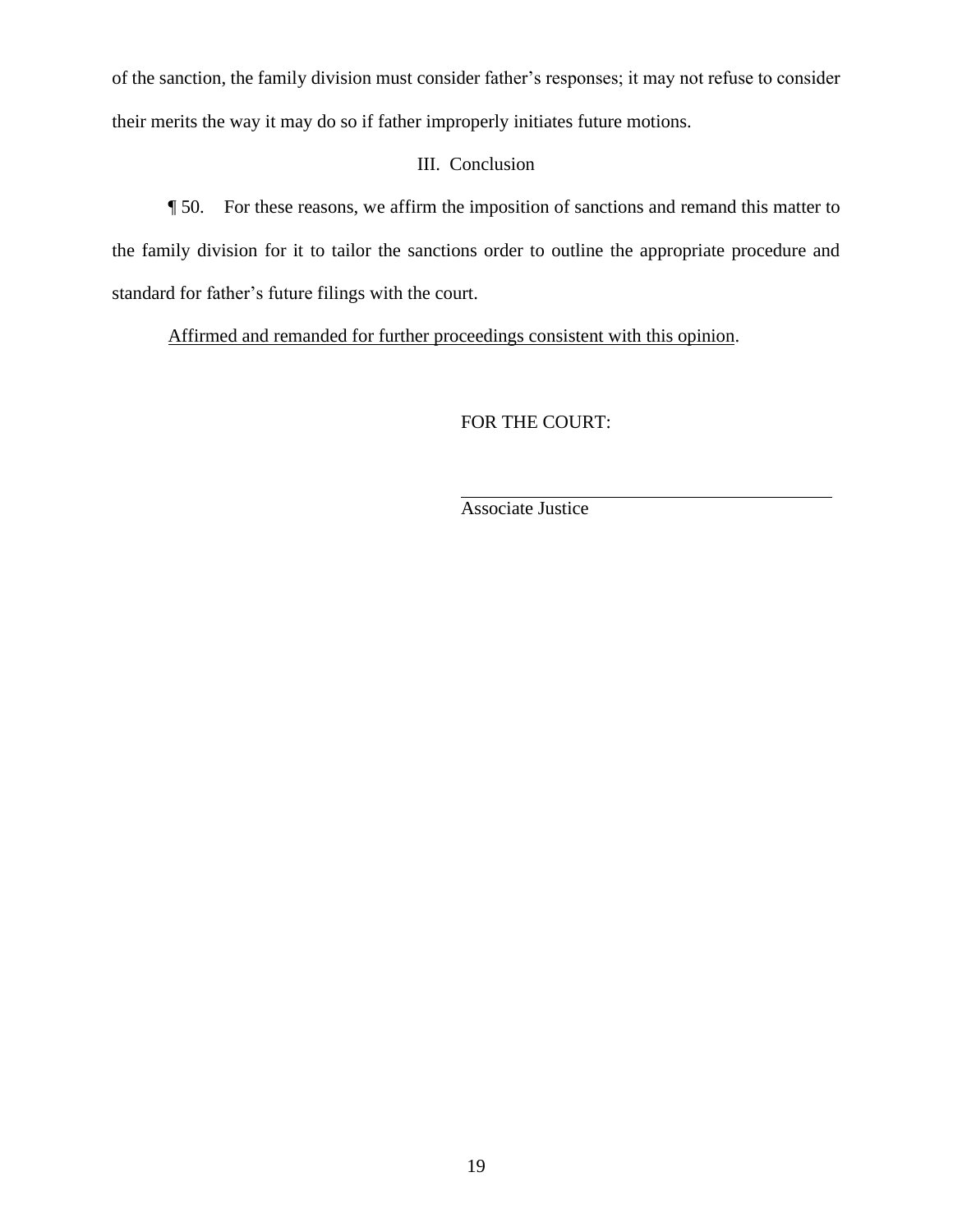of the sanction, the family division must consider father's responses; it may not refuse to consider their merits the way it may do so if father improperly initiates future motions.

## III. Conclusion

¶ 50. For these reasons, we affirm the imposition of sanctions and remand this matter to the family division for it to tailor the sanctions order to outline the appropriate procedure and standard for father's future filings with the court.

Affirmed and remanded for further proceedings consistent with this opinion.

FOR THE COURT:

______________________________

Associate Justice